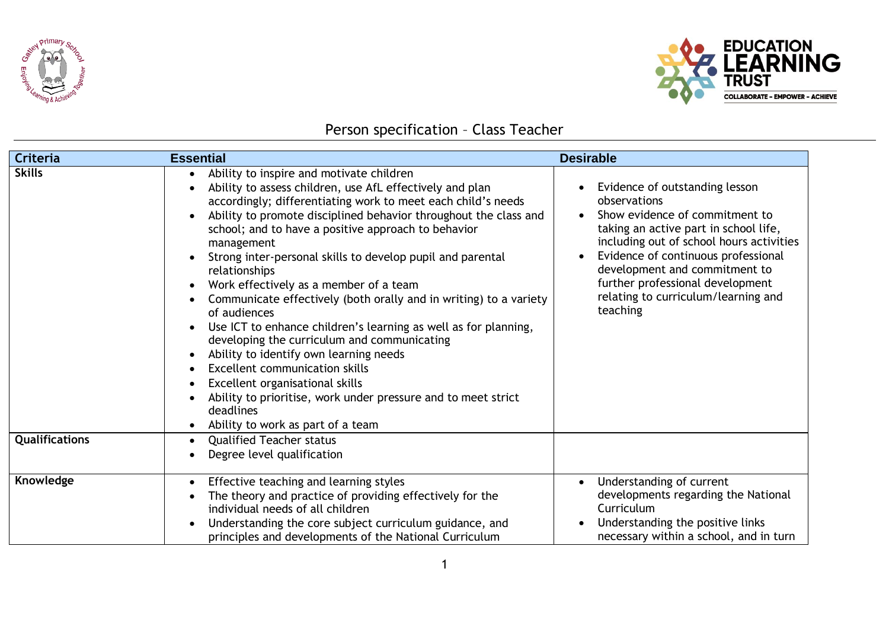# Person specification – Class Teacher

| Criteria | Essential | Desirable |
|---|---|---|
| **Skills** | • Ability to inspire and motivate children<br>• Ability to assess children, use AfL effectively and plan accordingly; differentiating work to meet each child's needs<br>• Ability to promote disciplined behavior throughout the class and school; and to have a positive approach to behavior management<br>• Strong inter-personal skills to develop pupil and parental relationships<br>• Work effectively as a member of a team<br>• Communicate effectively (both orally and in writing) to a variety of audiences<br>• Use ICT to enhance children's learning as well as for planning, developing the curriculum and communicating<br>• Ability to identify own learning needs<br>• Excellent communication skills<br>• Excellent organisational skills<br>• Ability to prioritise, work under pressure and to meet strict deadlines<br>• Ability to work as part of a team | • Evidence of outstanding lesson observations<br>• Show evidence of commitment to taking an active part in school life, including out of school hours activities<br>• Evidence of continuous professional development and commitment to further professional development relating to curriculum/learning and teaching |
| **Qualifications** | • Qualified Teacher status<br>• Degree level qualification | |
| **Knowledge** | • Effective teaching and learning styles<br>• The theory and practice of providing effectively for the individual needs of all children<br>• Understanding the core subject curriculum guidance, and principles and developments of the National Curriculum | • Understanding of current developments regarding the National Curriculum<br>• Understanding the positive links necessary within a school, and in turn |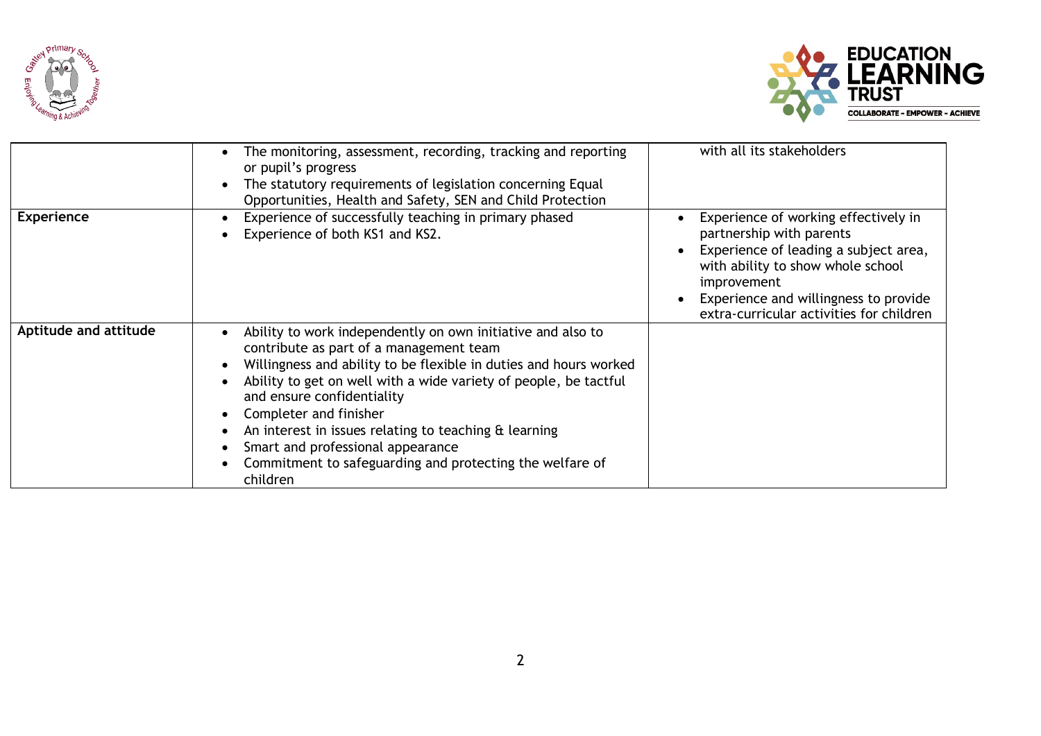| | | |
|---|---|---|
| | • The monitoring, assessment, recording, tracking and reporting or pupil's progress<br>• The statutory requirements of legislation concerning Equal Opportunities, Health and Safety, SEN and Child Protection | with all its stakeholders |
| **Experience** | • Experience of successfully teaching in primary phased<br>• Experience of both KS1 and KS2. | • Experience of working effectively in partnership with parents<br>• Experience of leading a subject area, with ability to show whole school improvement<br>• Experience and willingness to provide extra-curricular activities for children |
| **Aptitude and attitude** | • Ability to work independently on own initiative and also to contribute as part of a management team<br>• Willingness and ability to be flexible in duties and hours worked<br>• Ability to get on well with a wide variety of people, be tactful and ensure confidentiality<br>• Completer and finisher<br>• An interest in issues relating to teaching & learning<br>• Smart and professional appearance<br>• Commitment to safeguarding and protecting the welfare of children | |